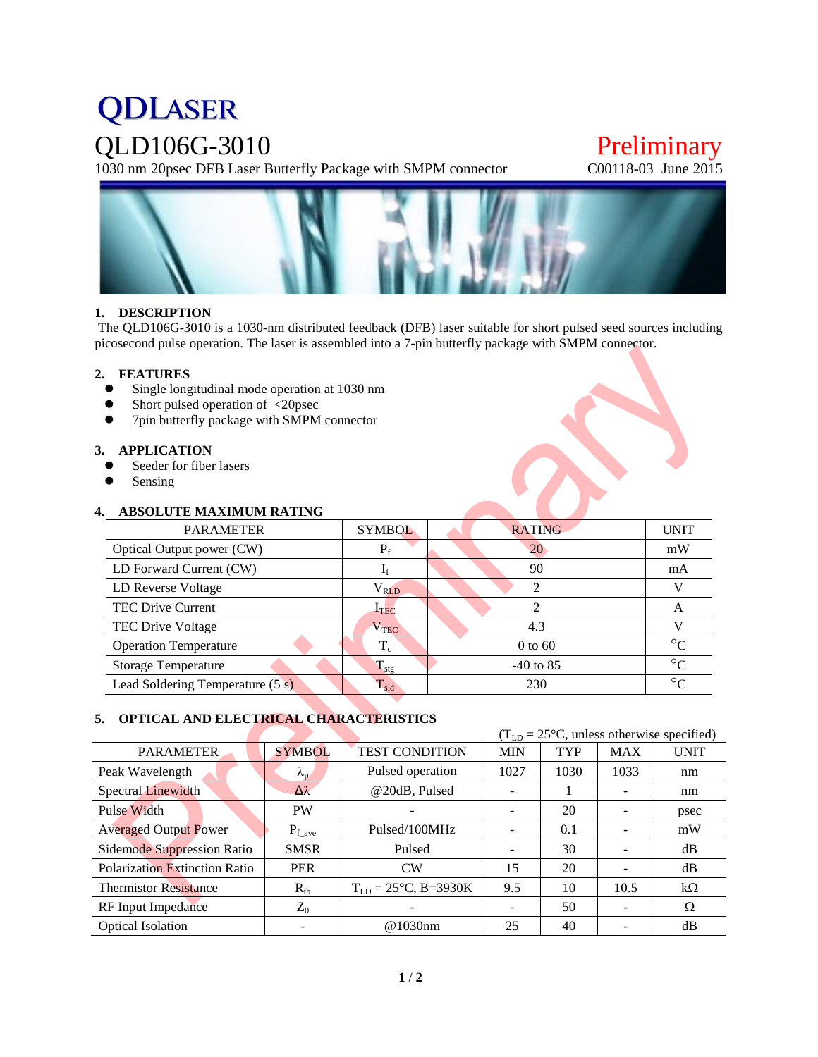# QDLASER

## QLD106G-3010

**Preliminary**

1030 nm 20psec DFB Laser Butterfly Package with SMPM connector

C00118-03 June 2015

### 1. DESCRIPTION

The QLD106G-3010 is a 1030-nm distributed feedback (DFB) laser suitable for short pulsed seed sources including picosecond pulse operation. The laser is assembled into a 7-pin butterfly package with SMPM connector.

### 2. FEATURES

- Single longitudinal mode operation at 1030 nm
- Short pulsed operation of <20psec
- 7pin butterfly package with SMPM connector

### 3. APPLICATION

- Seeder for fiber lasers
- Sensing

### 4. ABSOLUTE MAXIMUM RATING

| PARAMETER | SYMBOL | RATING | UNIT |
|---|---|---|---|
| Optical Output power (CW) | $P_f$ | 20 | mW |
| LD Forward Current (CW) | $I_f$ | 90 | mA |
| LD Reverse Voltage | $V_{RLD}$ | 2 | V |
| TEC Drive Current | $I_{TEC}$ | 2 | A |
| TEC Drive Voltage | $V_{TEC}$ | 4.3 | V |
| Operation Temperature | $T_c$ | 0 to 60 | °C |
| Storage Temperature | $T_{stg}$ | -40 to 85 | °C |
| Lead Soldering Temperature (5 s) | $T_{sld}$ | 230 | °C |

### 5. OPTICAL AND ELECTRICAL CHARACTERISTICS

($T_{LD}$ = 25°C, unless otherwise specified)

| PARAMETER | SYMBOL | TEST CONDITION | MIN | TYP | MAX | UNIT |
|---|---|---|---|---|---|---|
| Peak Wavelength | $\lambda_p$ | Pulsed operation | 1027 | 1030 | 1033 | nm |
| Spectral Linewidth | $\Delta\lambda$ | @20dB, Pulsed | - | 1 | - | nm |
| Pulse Width | PW | - | - | 20 | - | psec |
| Averaged Output Power | $P_{f\_ave}$ | Pulsed/100MHz | - | 0.1 | - | mW |
| Sidemode Suppression Ratio | SMSR | Pulsed | - | 30 | - | dB |
| Polarization Extinction Ratio | PER | CW | 15 | 20 | - | dB |
| Thermistor Resistance | $R_{th}$ | $T_{LD}$ = 25°C, B=3930K | 9.5 | 10 | 10.5 | kΩ |
| RF Input Impedance | $Z_0$ | - | - | 50 | - | Ω |
| Optical Isolation | - | @1030nm | 25 | 40 | - | dB |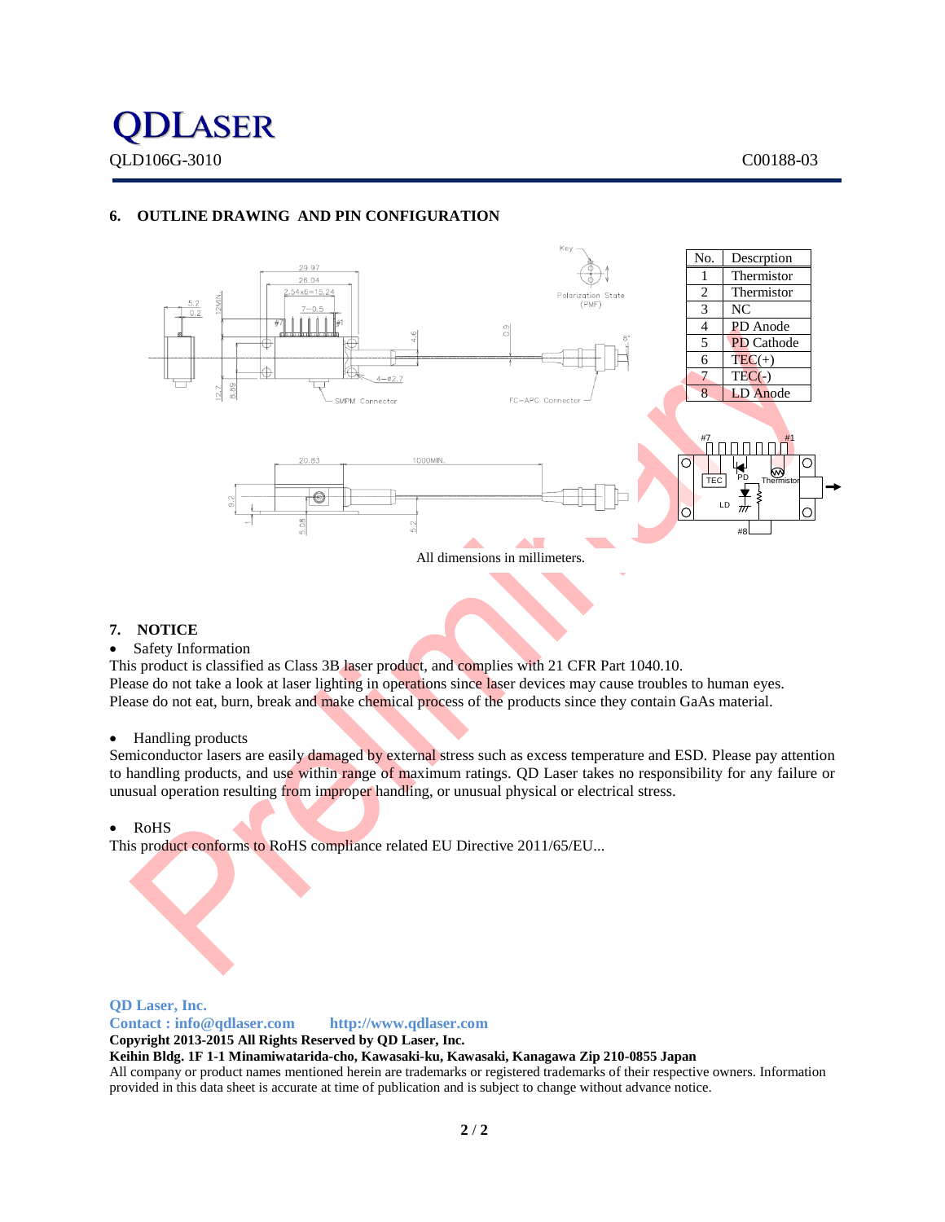## 6. OUTLINE DRAWING AND PIN CONFIGURATION

| No. | Descrption |
|---|---|
| 1 | Thermistor |
| 2 | Thermistor |
| 3 | NC |
| 4 | PD Anode |
| 5 | PD Cathode |
| 6 | TEC(+) |
| 7 | TEC(-) |
| 8 | LD Anode |

All dimensions in millimeters.

## 7. NOTICE

- Safety Information

This product is classified as Class 3B laser product, and complies with 21 CFR Part 1040.10.
Please do not take a look at laser lighting in operations since laser devices may cause troubles to human eyes.
Please do not eat, burn, break and make chemical process of the products since they contain GaAs material.

- Handling products

Semiconductor lasers are easily damaged by external stress such as excess temperature and ESD. Please pay attention to handling products, and use within range of maximum ratings. QD Laser takes no responsibility for any failure or unusual operation resulting from improper handling, or unusual physical or electrical stress.

- RoHS

This product conforms to RoHS compliance related EU Directive 2011/65/EU...

**QD Laser, Inc.**
**Contact : info@qdlaser.com** **http://www.qdlaser.com**
**Copyright 2013-2015 All Rights Reserved by QD Laser, Inc.**
**Keihin Bldg. 1F 1-1 Minamiwatarida-cho, Kawasaki-ku, Kawasaki, Kanagawa Zip 210-0855 Japan**
All company or product names mentioned herein are trademarks or registered trademarks of their respective owners. Information provided in this data sheet is accurate at time of publication and is subject to change without advance notice.